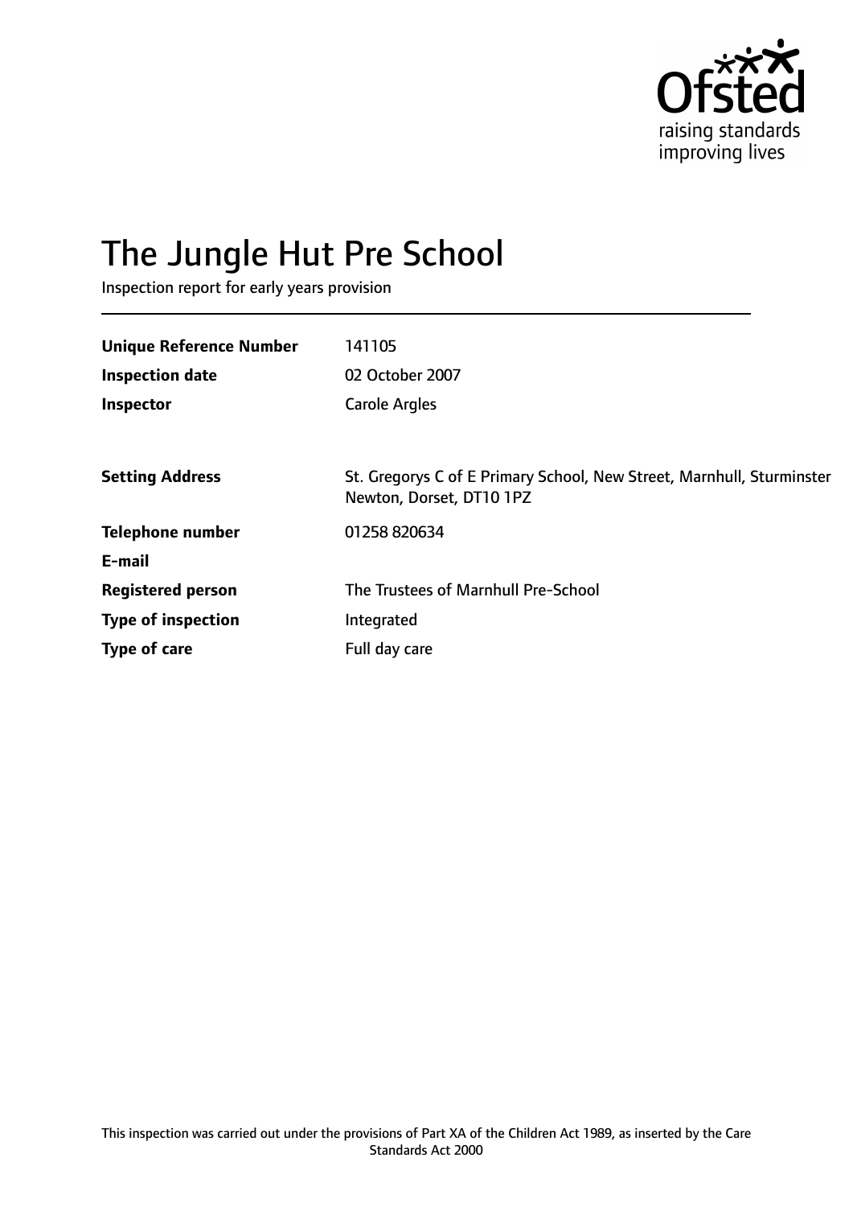# The Jungle Hut Pre School

Inspection report for early years provision

| | |
|---|---|
| **Unique Reference Number** | 141105 |
| **Inspection date** | 02 October 2007 |
| **Inspector** | Carole Argles |
| | |
| **Setting Address** | St. Gregorys C of E Primary School, New Street, Marnhull, Sturminster Newton, Dorset, DT10 1PZ |
| **Telephone number** | 01258 820634 |
| **E-mail** | |
| **Registered person** | The Trustees of Marnhull Pre-School |
| **Type of inspection** | Integrated |
| **Type of care** | Full day care |

This inspection was carried out under the provisions of Part XA of the Children Act 1989, as inserted by the Care Standards Act 2000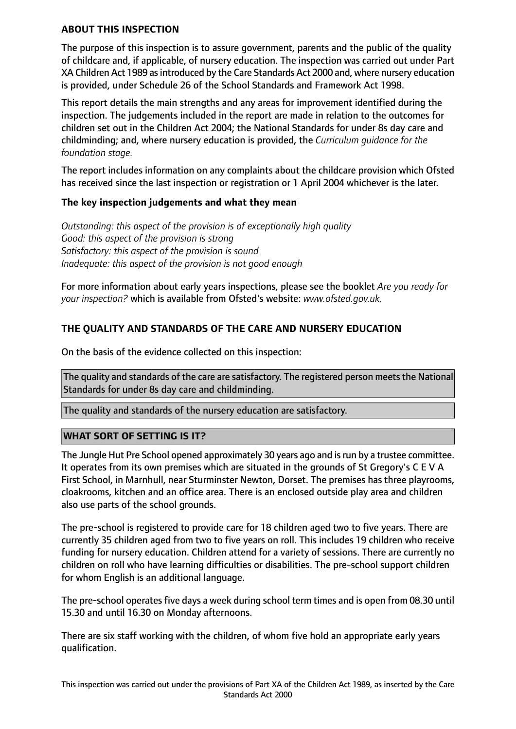## ABOUT THIS INSPECTION

The purpose of this inspection is to assure government, parents and the public of the quality of childcare and, if applicable, of nursery education. The inspection was carried out under Part XA Children Act 1989 as introduced by the Care Standards Act 2000 and, where nursery education is provided, under Schedule 26 of the School Standards and Framework Act 1998.

This report details the main strengths and any areas for improvement identified during the inspection. The judgements included in the report are made in relation to the outcomes for children set out in the Children Act 2004; the National Standards for under 8s day care and childminding; and, where nursery education is provided, the *Curriculum guidance for the foundation stage.*

The report includes information on any complaints about the childcare provision which Ofsted has received since the last inspection or registration or 1 April 2004 whichever is the later.

### The key inspection judgements and what they mean

*Outstanding: this aspect of the provision is of exceptionally high quality*
*Good: this aspect of the provision is strong*
*Satisfactory: this aspect of the provision is sound*
*Inadequate: this aspect of the provision is not good enough*

For more information about early years inspections, please see the booklet *Are you ready for your inspection?* which is available from Ofsted's website: *www.ofsted.gov.uk.*

## THE QUALITY AND STANDARDS OF THE CARE AND NURSERY EDUCATION

On the basis of the evidence collected on this inspection:

The quality and standards of the care are satisfactory. The registered person meets the National Standards for under 8s day care and childminding.

The quality and standards of the nursery education are satisfactory.

## WHAT SORT OF SETTING IS IT?

The Jungle Hut Pre School opened approximately 30 years ago and is run by a trustee committee. It operates from its own premises which are situated in the grounds of St Gregory's C E V A First School, in Marnhull, near Sturminster Newton, Dorset. The premises has three playrooms, cloakrooms, kitchen and an office area. There is an enclosed outside play area and children also use parts of the school grounds.

The pre-school is registered to provide care for 18 children aged two to five years. There are currently 35 children aged from two to five years on roll. This includes 19 children who receive funding for nursery education. Children attend for a variety of sessions. There are currently no children on roll who have learning difficulties or disabilities. The pre-school support children for whom English is an additional language.

The pre-school operates five days a week during school term times and is open from 08.30 until 15.30 and until 16.30 on Monday afternoons.

There are six staff working with the children, of whom five hold an appropriate early years qualification.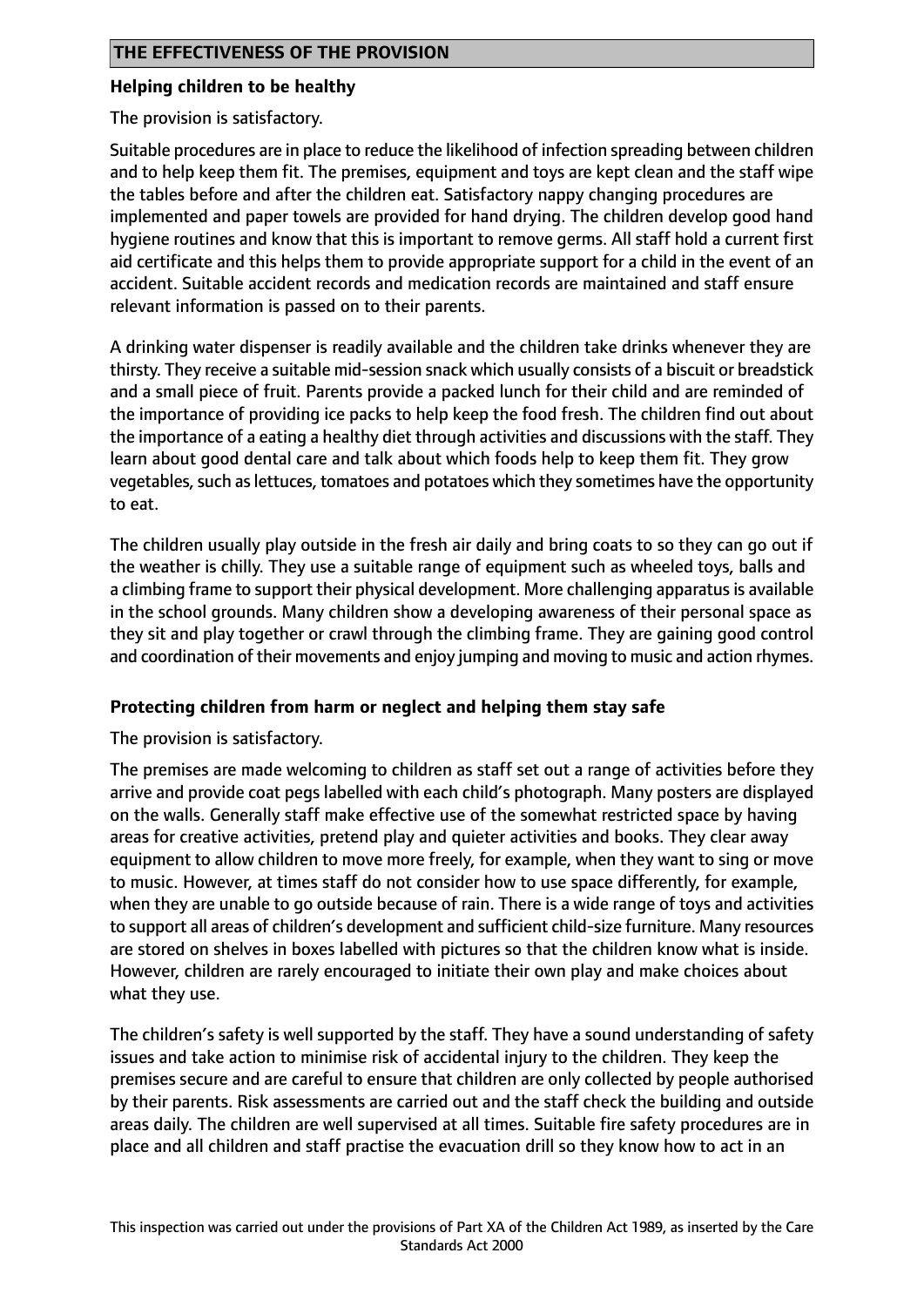## THE EFFECTIVENESS OF THE PROVISION

### Helping children to be healthy

The provision is satisfactory.

Suitable procedures are in place to reduce the likelihood of infection spreading between children and to help keep them fit. The premises, equipment and toys are kept clean and the staff wipe the tables before and after the children eat. Satisfactory nappy changing procedures are implemented and paper towels are provided for hand drying. The children develop good hand hygiene routines and know that this is important to remove germs. All staff hold a current first aid certificate and this helps them to provide appropriate support for a child in the event of an accident. Suitable accident records and medication records are maintained and staff ensure relevant information is passed on to their parents.

A drinking water dispenser is readily available and the children take drinks whenever they are thirsty. They receive a suitable mid-session snack which usually consists of a biscuit or breadstick and a small piece of fruit. Parents provide a packed lunch for their child and are reminded of the importance of providing ice packs to help keep the food fresh. The children find out about the importance of a eating a healthy diet through activities and discussions with the staff. They learn about good dental care and talk about which foods help to keep them fit. They grow vegetables, such as lettuces, tomatoes and potatoes which they sometimes have the opportunity to eat.

The children usually play outside in the fresh air daily and bring coats to so they can go out if the weather is chilly. They use a suitable range of equipment such as wheeled toys, balls and a climbing frame to support their physical development. More challenging apparatus is available in the school grounds. Many children show a developing awareness of their personal space as they sit and play together or crawl through the climbing frame. They are gaining good control and coordination of their movements and enjoy jumping and moving to music and action rhymes.

### Protecting children from harm or neglect and helping them stay safe

The provision is satisfactory.

The premises are made welcoming to children as staff set out a range of activities before they arrive and provide coat pegs labelled with each child's photograph. Many posters are displayed on the walls. Generally staff make effective use of the somewhat restricted space by having areas for creative activities, pretend play and quieter activities and books. They clear away equipment to allow children to move more freely, for example, when they want to sing or move to music. However, at times staff do not consider how to use space differently, for example, when they are unable to go outside because of rain. There is a wide range of toys and activities to support all areas of children's development and sufficient child-size furniture. Many resources are stored on shelves in boxes labelled with pictures so that the children know what is inside. However, children are rarely encouraged to initiate their own play and make choices about what they use.

The children's safety is well supported by the staff. They have a sound understanding of safety issues and take action to minimise risk of accidental injury to the children. They keep the premises secure and are careful to ensure that children are only collected by people authorised by their parents. Risk assessments are carried out and the staff check the building and outside areas daily. The children are well supervised at all times. Suitable fire safety procedures are in place and all children and staff practise the evacuation drill so they know how to act in an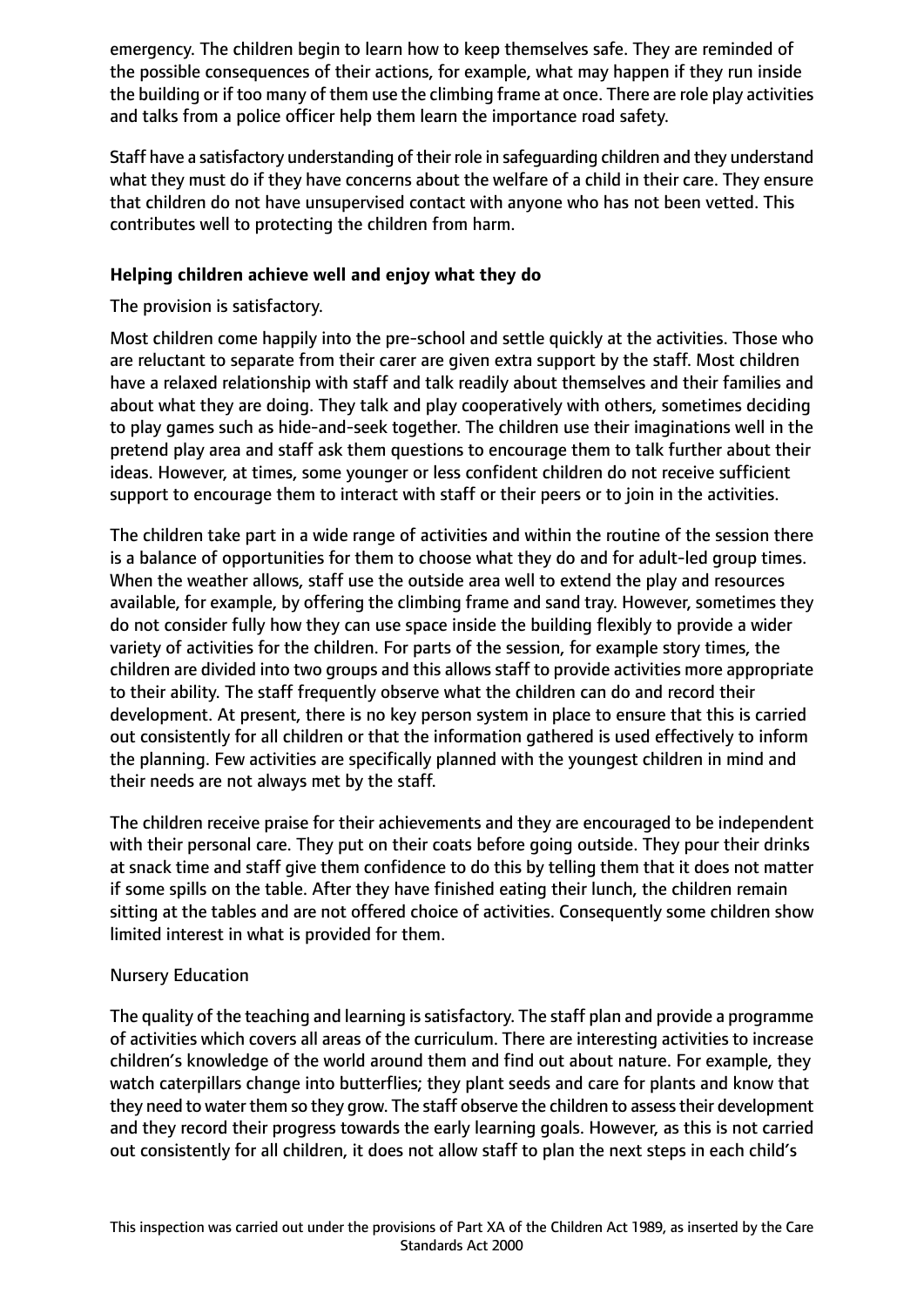emergency. The children begin to learn how to keep themselves safe. They are reminded of the possible consequences of their actions, for example, what may happen if they run inside the building or if too many of them use the climbing frame at once. There are role play activities and talks from a police officer help them learn the importance road safety.

Staff have a satisfactory understanding of their role in safeguarding children and they understand what they must do if they have concerns about the welfare of a child in their care. They ensure that children do not have unsupervised contact with anyone who has not been vetted. This contributes well to protecting the children from harm.

### Helping children achieve well and enjoy what they do

The provision is satisfactory.

Most children come happily into the pre-school and settle quickly at the activities. Those who are reluctant to separate from their carer are given extra support by the staff. Most children have a relaxed relationship with staff and talk readily about themselves and their families and about what they are doing. They talk and play cooperatively with others, sometimes deciding to play games such as hide-and-seek together. The children use their imaginations well in the pretend play area and staff ask them questions to encourage them to talk further about their ideas. However, at times, some younger or less confident children do not receive sufficient support to encourage them to interact with staff or their peers or to join in the activities.

The children take part in a wide range of activities and within the routine of the session there is a balance of opportunities for them to choose what they do and for adult-led group times. When the weather allows, staff use the outside area well to extend the play and resources available, for example, by offering the climbing frame and sand tray. However, sometimes they do not consider fully how they can use space inside the building flexibly to provide a wider variety of activities for the children. For parts of the session, for example story times, the children are divided into two groups and this allows staff to provide activities more appropriate to their ability. The staff frequently observe what the children can do and record their development. At present, there is no key person system in place to ensure that this is carried out consistently for all children or that the information gathered is used effectively to inform the planning. Few activities are specifically planned with the youngest children in mind and their needs are not always met by the staff.

The children receive praise for their achievements and they are encouraged to be independent with their personal care. They put on their coats before going outside. They pour their drinks at snack time and staff give them confidence to do this by telling them that it does not matter if some spills on the table. After they have finished eating their lunch, the children remain sitting at the tables and are not offered choice of activities. Consequently some children show limited interest in what is provided for them.

Nursery Education

The quality of the teaching and learning is satisfactory. The staff plan and provide a programme of activities which covers all areas of the curriculum. There are interesting activities to increase children's knowledge of the world around them and find out about nature. For example, they watch caterpillars change into butterflies; they plant seeds and care for plants and know that they need to water them so they grow. The staff observe the children to assess their development and they record their progress towards the early learning goals. However, as this is not carried out consistently for all children, it does not allow staff to plan the next steps in each child's

This inspection was carried out under the provisions of Part XA of the Children Act 1989, as inserted by the Care Standards Act 2000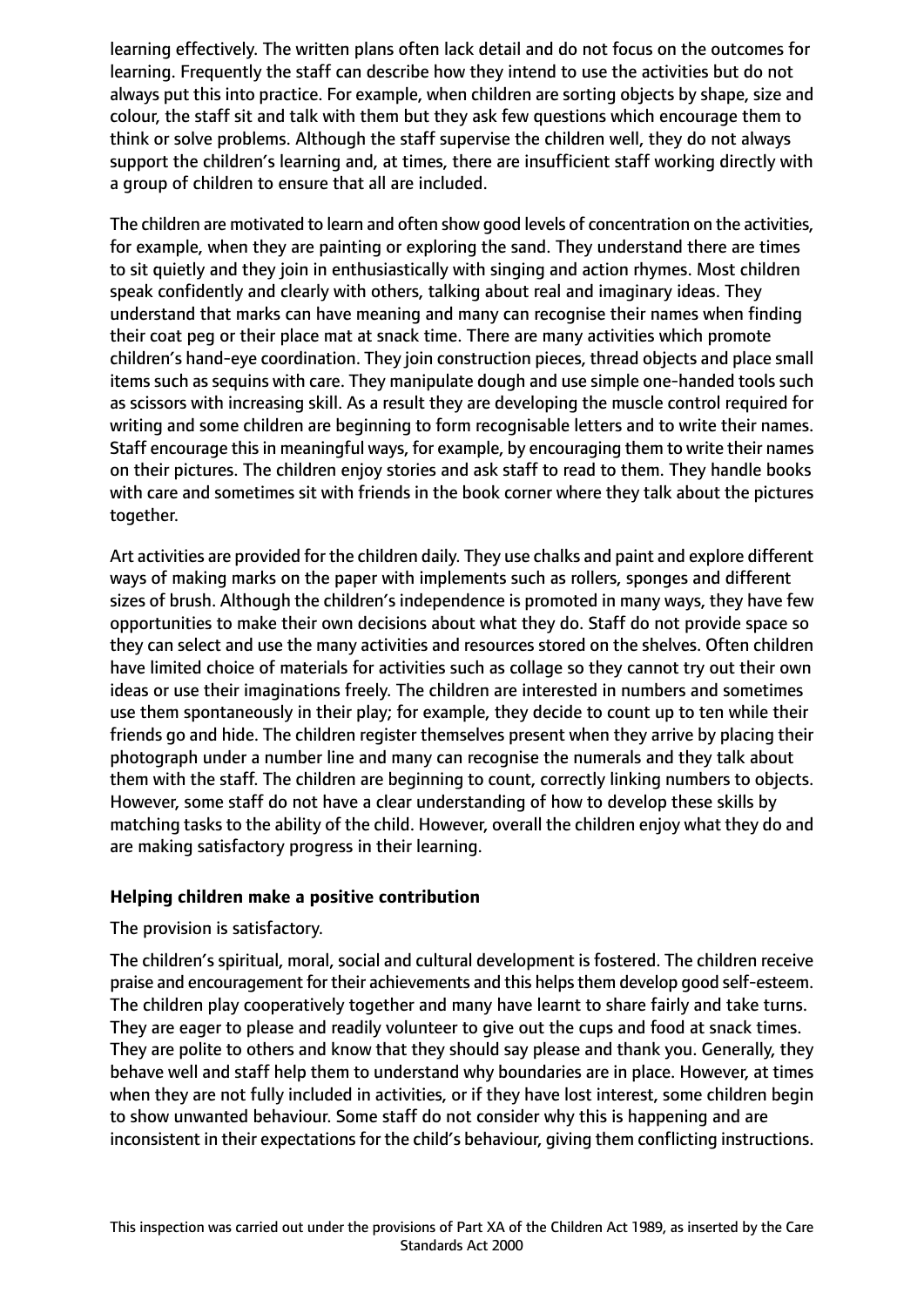learning effectively. The written plans often lack detail and do not focus on the outcomes for learning. Frequently the staff can describe how they intend to use the activities but do not always put this into practice. For example, when children are sorting objects by shape, size and colour, the staff sit and talk with them but they ask few questions which encourage them to think or solve problems. Although the staff supervise the children well, they do not always support the children's learning and, at times, there are insufficient staff working directly with a group of children to ensure that all are included.

The children are motivated to learn and often show good levels of concentration on the activities, for example, when they are painting or exploring the sand. They understand there are times to sit quietly and they join in enthusiastically with singing and action rhymes. Most children speak confidently and clearly with others, talking about real and imaginary ideas. They understand that marks can have meaning and many can recognise their names when finding their coat peg or their place mat at snack time. There are many activities which promote children's hand-eye coordination. They join construction pieces, thread objects and place small items such as sequins with care. They manipulate dough and use simple one-handed tools such as scissors with increasing skill. As a result they are developing the muscle control required for writing and some children are beginning to form recognisable letters and to write their names. Staff encourage this in meaningful ways, for example, by encouraging them to write their names on their pictures. The children enjoy stories and ask staff to read to them. They handle books with care and sometimes sit with friends in the book corner where they talk about the pictures together.

Art activities are provided for the children daily. They use chalks and paint and explore different ways of making marks on the paper with implements such as rollers, sponges and different sizes of brush. Although the children's independence is promoted in many ways, they have few opportunities to make their own decisions about what they do. Staff do not provide space so they can select and use the many activities and resources stored on the shelves. Often children have limited choice of materials for activities such as collage so they cannot try out their own ideas or use their imaginations freely. The children are interested in numbers and sometimes use them spontaneously in their play; for example, they decide to count up to ten while their friends go and hide. The children register themselves present when they arrive by placing their photograph under a number line and many can recognise the numerals and they talk about them with the staff. The children are beginning to count, correctly linking numbers to objects. However, some staff do not have a clear understanding of how to develop these skills by matching tasks to the ability of the child. However, overall the children enjoy what they do and are making satisfactory progress in their learning.

**Helping children make a positive contribution**

The provision is satisfactory.

The children's spiritual, moral, social and cultural development is fostered. The children receive praise and encouragement for their achievements and this helps them develop good self-esteem. The children play cooperatively together and many have learnt to share fairly and take turns. They are eager to please and readily volunteer to give out the cups and food at snack times. They are polite to others and know that they should say please and thank you. Generally, they behave well and staff help them to understand why boundaries are in place. However, at times when they are not fully included in activities, or if they have lost interest, some children begin to show unwanted behaviour. Some staff do not consider why this is happening and are inconsistent in their expectations for the child's behaviour, giving them conflicting instructions.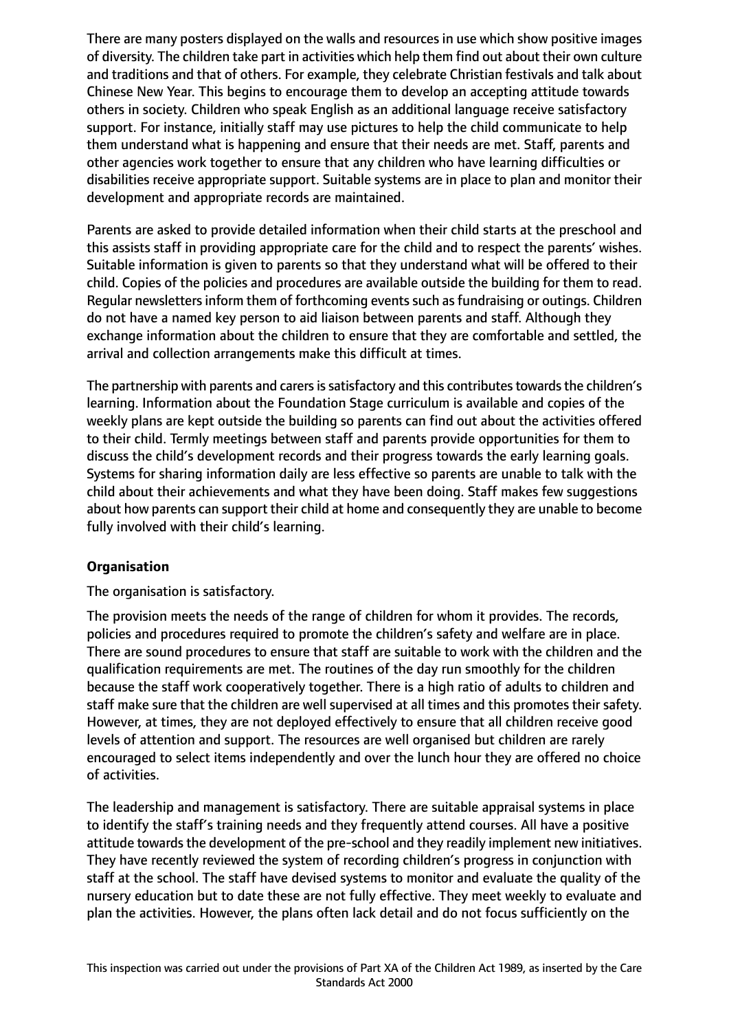There are many posters displayed on the walls and resources in use which show positive images of diversity. The children take part in activities which help them find out about their own culture and traditions and that of others. For example, they celebrate Christian festivals and talk about Chinese New Year. This begins to encourage them to develop an accepting attitude towards others in society. Children who speak English as an additional language receive satisfactory support. For instance, initially staff may use pictures to help the child communicate to help them understand what is happening and ensure that their needs are met. Staff, parents and other agencies work together to ensure that any children who have learning difficulties or disabilities receive appropriate support. Suitable systems are in place to plan and monitor their development and appropriate records are maintained.

Parents are asked to provide detailed information when their child starts at the preschool and this assists staff in providing appropriate care for the child and to respect the parents' wishes. Suitable information is given to parents so that they understand what will be offered to their child. Copies of the policies and procedures are available outside the building for them to read. Regular newsletters inform them of forthcoming events such as fundraising or outings. Children do not have a named key person to aid liaison between parents and staff. Although they exchange information about the children to ensure that they are comfortable and settled, the arrival and collection arrangements make this difficult at times.

The partnership with parents and carers is satisfactory and this contributes towards the children's learning. Information about the Foundation Stage curriculum is available and copies of the weekly plans are kept outside the building so parents can find out about the activities offered to their child. Termly meetings between staff and parents provide opportunities for them to discuss the child's development records and their progress towards the early learning goals. Systems for sharing information daily are less effective so parents are unable to talk with the child about their achievements and what they have been doing. Staff makes few suggestions about how parents can support their child at home and consequently they are unable to become fully involved with their child's learning.

**Organisation**

The organisation is satisfactory.

The provision meets the needs of the range of children for whom it provides. The records, policies and procedures required to promote the children's safety and welfare are in place. There are sound procedures to ensure that staff are suitable to work with the children and the qualification requirements are met. The routines of the day run smoothly for the children because the staff work cooperatively together. There is a high ratio of adults to children and staff make sure that the children are well supervised at all times and this promotes their safety. However, at times, they are not deployed effectively to ensure that all children receive good levels of attention and support. The resources are well organised but children are rarely encouraged to select items independently and over the lunch hour they are offered no choice of activities.

The leadership and management is satisfactory. There are suitable appraisal systems in place to identify the staff's training needs and they frequently attend courses. All have a positive attitude towards the development of the pre-school and they readily implement new initiatives. They have recently reviewed the system of recording children's progress in conjunction with staff at the school. The staff have devised systems to monitor and evaluate the quality of the nursery education but to date these are not fully effective. They meet weekly to evaluate and plan the activities. However, the plans often lack detail and do not focus sufficiently on the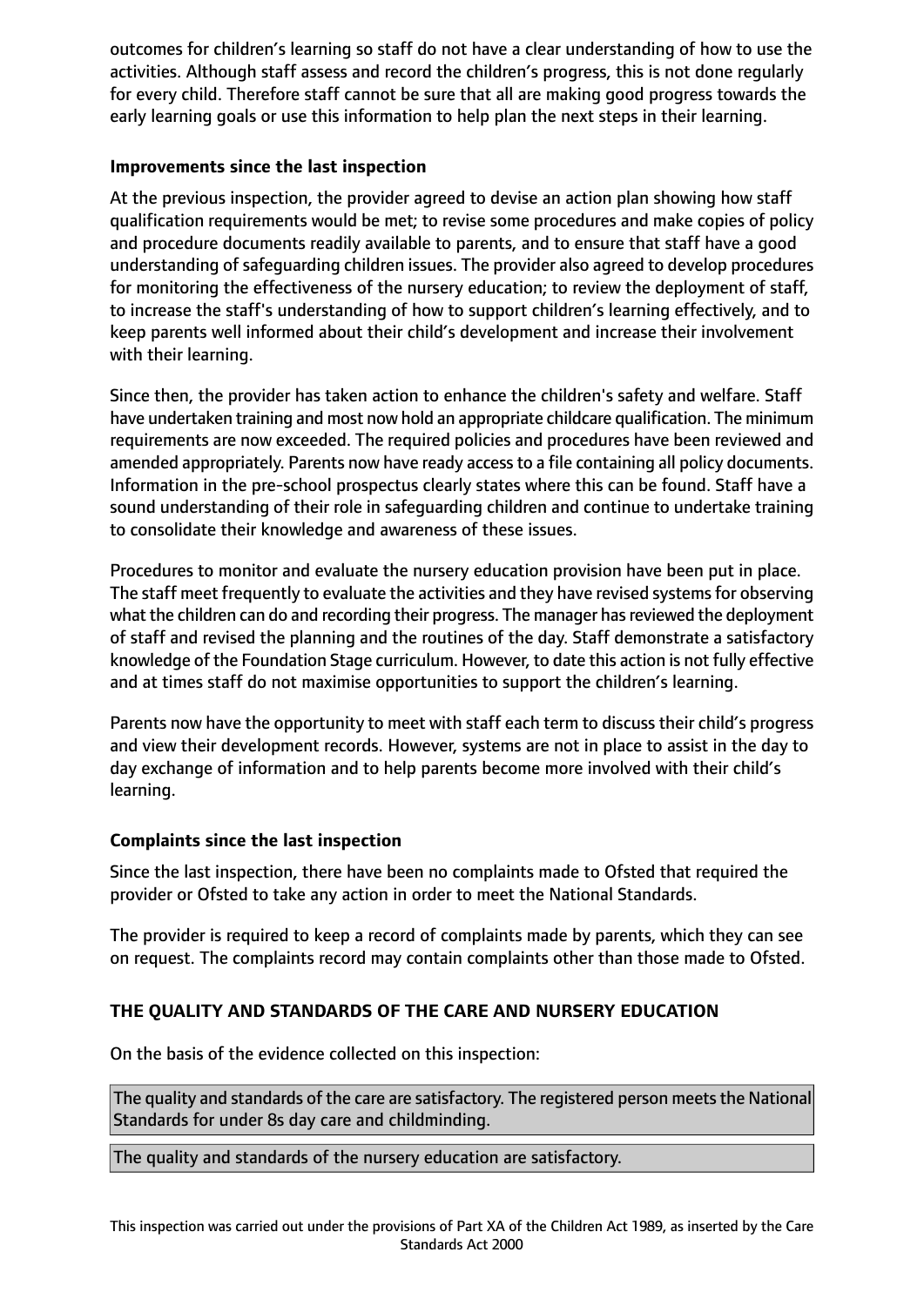outcomes for children's learning so staff do not have a clear understanding of how to use the activities. Although staff assess and record the children's progress, this is not done regularly for every child. Therefore staff cannot be sure that all are making good progress towards the early learning goals or use this information to help plan the next steps in their learning.

**Improvements since the last inspection**

At the previous inspection, the provider agreed to devise an action plan showing how staff qualification requirements would be met; to revise some procedures and make copies of policy and procedure documents readily available to parents, and to ensure that staff have a good understanding of safeguarding children issues. The provider also agreed to develop procedures for monitoring the effectiveness of the nursery education; to review the deployment of staff, to increase the staff's understanding of how to support children's learning effectively, and to keep parents well informed about their child's development and increase their involvement with their learning.

Since then, the provider has taken action to enhance the children's safety and welfare. Staff have undertaken training and most now hold an appropriate childcare qualification. The minimum requirements are now exceeded. The required policies and procedures have been reviewed and amended appropriately. Parents now have ready access to a file containing all policy documents. Information in the pre-school prospectus clearly states where this can be found. Staff have a sound understanding of their role in safeguarding children and continue to undertake training to consolidate their knowledge and awareness of these issues.

Procedures to monitor and evaluate the nursery education provision have been put in place. The staff meet frequently to evaluate the activities and they have revised systems for observing what the children can do and recording their progress. The manager has reviewed the deployment of staff and revised the planning and the routines of the day. Staff demonstrate a satisfactory knowledge of the Foundation Stage curriculum. However, to date this action is not fully effective and at times staff do not maximise opportunities to support the children's learning.

Parents now have the opportunity to meet with staff each term to discuss their child's progress and view their development records. However, systems are not in place to assist in the day to day exchange of information and to help parents become more involved with their child's learning.

**Complaints since the last inspection**

Since the last inspection, there have been no complaints made to Ofsted that required the provider or Ofsted to take any action in order to meet the National Standards.

The provider is required to keep a record of complaints made by parents, which they can see on request. The complaints record may contain complaints other than those made to Ofsted.

**THE QUALITY AND STANDARDS OF THE CARE AND NURSERY EDUCATION**

On the basis of the evidence collected on this inspection:

The quality and standards of the care are satisfactory. The registered person meets the National Standards for under 8s day care and childminding.

The quality and standards of the nursery education are satisfactory.

This inspection was carried out under the provisions of Part XA of the Children Act 1989, as inserted by the Care Standards Act 2000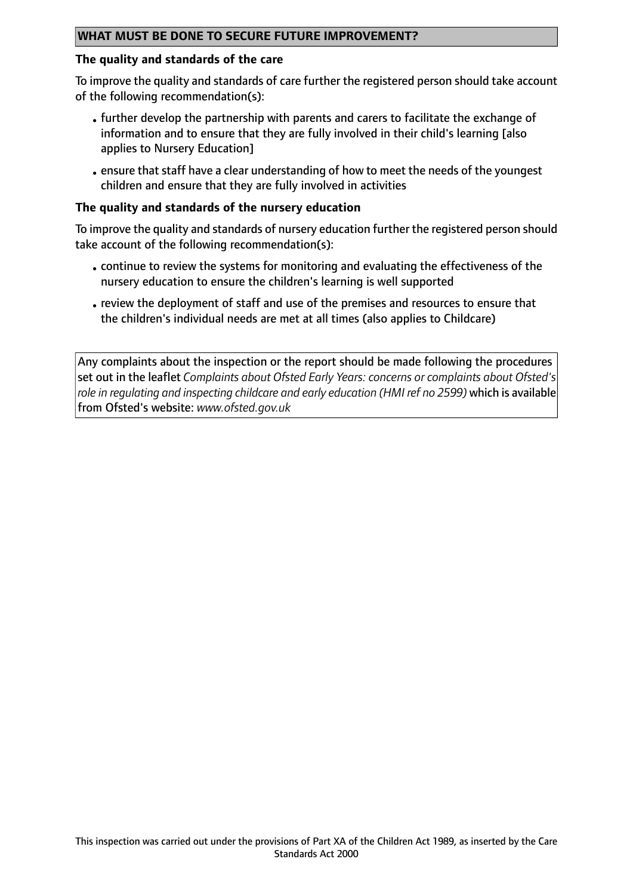## WHAT MUST BE DONE TO SECURE FUTURE IMPROVEMENT?

### The quality and standards of the care

To improve the quality and standards of care further the registered person should take account of the following recommendation(s):

- further develop the partnership with parents and carers to facilitate the exchange of information and to ensure that they are fully involved in their child's learning [also applies to Nursery Education]
- ensure that staff have a clear understanding of how to meet the needs of the youngest children and ensure that they are fully involved in activities

### The quality and standards of the nursery education

To improve the quality and standards of nursery education further the registered person should take account of the following recommendation(s):

- continue to review the systems for monitoring and evaluating the effectiveness of the nursery education to ensure the children's learning is well supported
- review the deployment of staff and use of the premises and resources to ensure that the children's individual needs are met at all times (also applies to Childcare)

Any complaints about the inspection or the report should be made following the procedures set out in the leaflet *Complaints about Ofsted Early Years: concerns or complaints about Ofsted's role in regulating and inspecting childcare and early education (HMI ref no 2599)* which is available from Ofsted's website: *www.ofsted.gov.uk*

This inspection was carried out under the provisions of Part XA of the Children Act 1989, as inserted by the Care Standards Act 2000